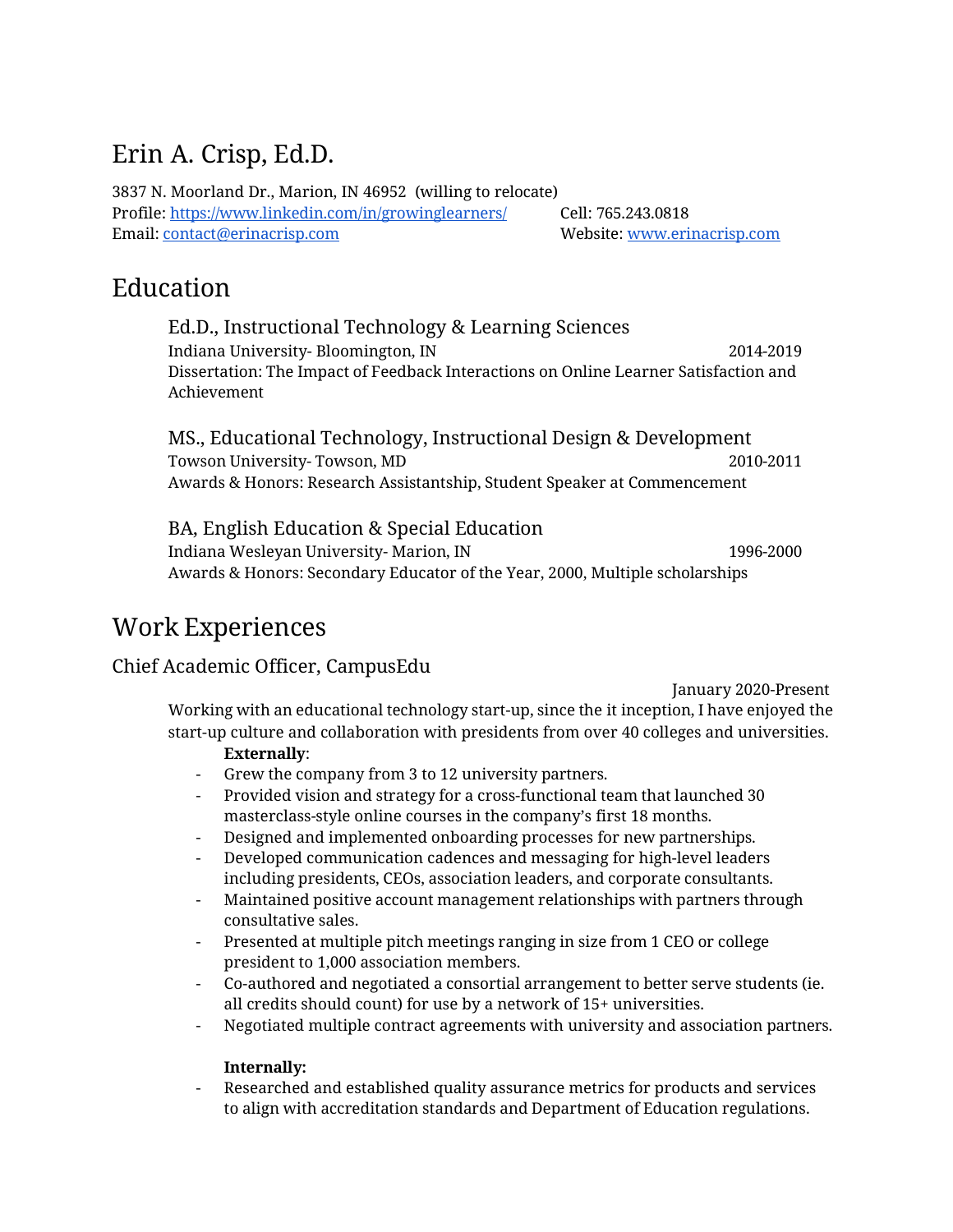# Erin A. Crisp, Ed.D.

3837 N. Moorland Dr., Marion, IN 46952 (willing to relocate)
Profile: [https://www.linkedin.com/in/growinglearners/](https://www.linkedin.com/in/growinglearners/)
Email: [contact@erinacrisp.com](mailto:contact@erinacrisp.com)
Cell: 765.243.0818
Website: [www.erinacrisp.com](http://www.erinacrisp.com)

## Education

### Ed.D., Instructional Technology & Learning Sciences

Indiana University- Bloomington, IN 2014-2019
Dissertation: The Impact of Feedback Interactions on Online Learner Satisfaction and Achievement

### MS., Educational Technology, Instructional Design & Development

Towson University- Towson, MD 2010-2011
Awards & Honors: Research Assistantship, Student Speaker at Commencement

### BA, English Education & Special Education

Indiana Wesleyan University- Marion, IN 1996-2000
Awards & Honors: Secondary Educator of the Year, 2000, Multiple scholarships

## Work Experiences

### Chief Academic Officer, CampusEdu

January 2020-Present

Working with an educational technology start-up, since the it inception, I have enjoyed the start-up culture and collaboration with presidents from over 40 colleges and universities.

**Externally**:

- Grew the company from 3 to 12 university partners.
- Provided vision and strategy for a cross-functional team that launched 30 masterclass-style online courses in the company's first 18 months.
- Designed and implemented onboarding processes for new partnerships.
- Developed communication cadences and messaging for high-level leaders including presidents, CEOs, association leaders, and corporate consultants.
- Maintained positive account management relationships with partners through consultative sales.
- Presented at multiple pitch meetings ranging in size from 1 CEO or college president to 1,000 association members.
- Co-authored and negotiated a consortial arrangement to better serve students (ie. all credits should count) for use by a network of 15+ universities.
- Negotiated multiple contract agreements with university and association partners.

**Internally:**

- Researched and established quality assurance metrics for products and services to align with accreditation standards and Department of Education regulations.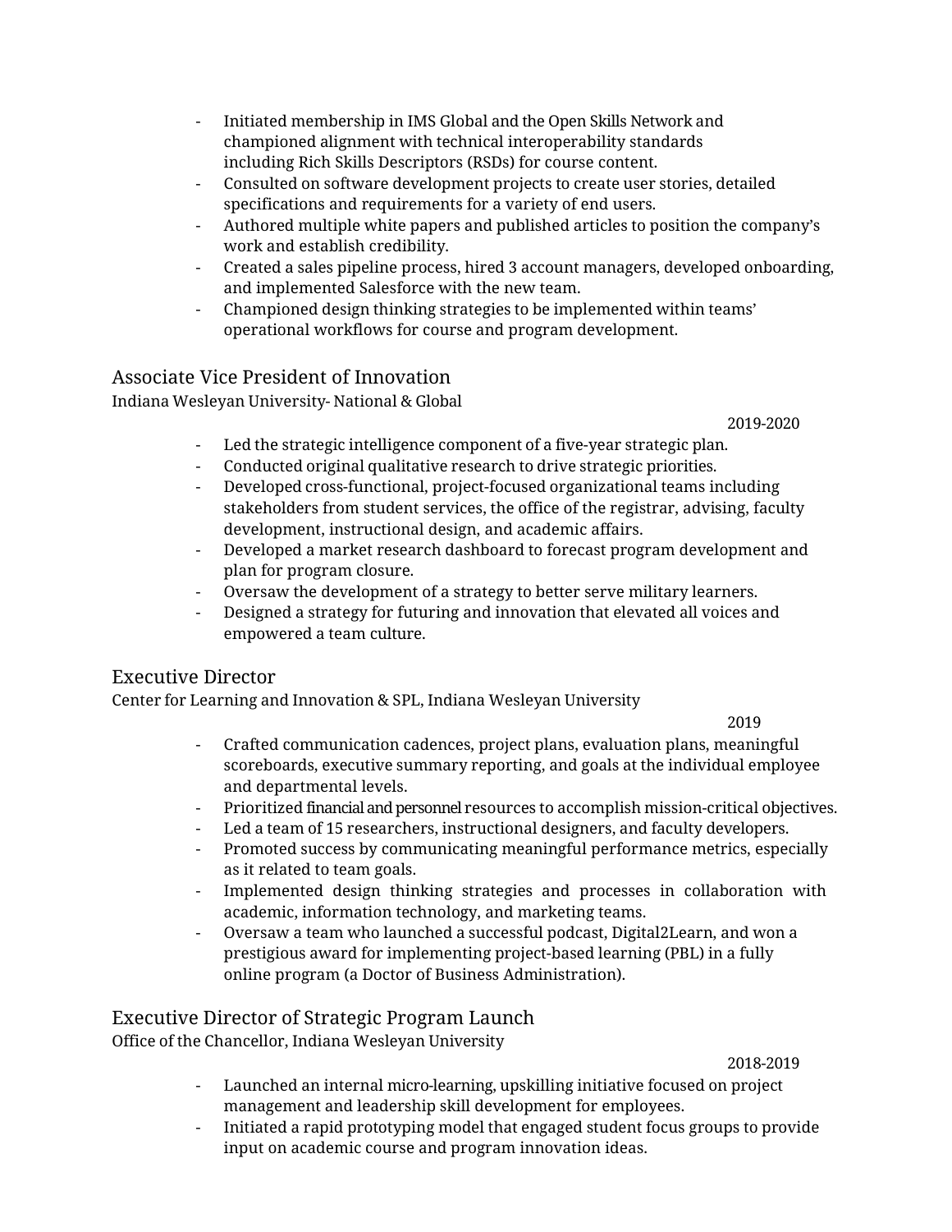- Initiated membership in IMS Global and the Open Skills Network and championed alignment with technical interoperability standards including Rich Skills Descriptors (RSDs) for course content.
- Consulted on software development projects to create user stories, detailed specifications and requirements for a variety of end users.
- Authored multiple white papers and published articles to position the company's work and establish credibility.
- Created a sales pipeline process, hired 3 account managers, developed onboarding, and implemented Salesforce with the new team.
- Championed design thinking strategies to be implemented within teams' operational workflows for course and program development.

## Associate Vice President of Innovation

Indiana Wesleyan University- National & Global

2019-2020

- Led the strategic intelligence component of a five-year strategic plan.
- Conducted original qualitative research to drive strategic priorities.
- Developed cross-functional, project-focused organizational teams including stakeholders from student services, the office of the registrar, advising, faculty development, instructional design, and academic affairs.
- Developed a market research dashboard to forecast program development and plan for program closure.
- Oversaw the development of a strategy to better serve military learners.
- Designed a strategy for futuring and innovation that elevated all voices and empowered a team culture.

## Executive Director

Center for Learning and Innovation & SPL, Indiana Wesleyan University

2019

- Crafted communication cadences, project plans, evaluation plans, meaningful scoreboards, executive summary reporting, and goals at the individual employee and departmental levels.
- Prioritized financial and personnel resources to accomplish mission-critical objectives.
- Led a team of 15 researchers, instructional designers, and faculty developers.
- Promoted success by communicating meaningful performance metrics, especially as it related to team goals.
- Implemented design thinking strategies and processes in collaboration with academic, information technology, and marketing teams.
- Oversaw a team who launched a successful podcast, Digital2Learn, and won a prestigious award for implementing project-based learning (PBL) in a fully online program (a Doctor of Business Administration).

## Executive Director of Strategic Program Launch

Office of the Chancellor, Indiana Wesleyan University

2018-2019

- Launched an internal micro-learning, upskilling initiative focused on project management and leadership skill development for employees.
- Initiated a rapid prototyping model that engaged student focus groups to provide input on academic course and program innovation ideas.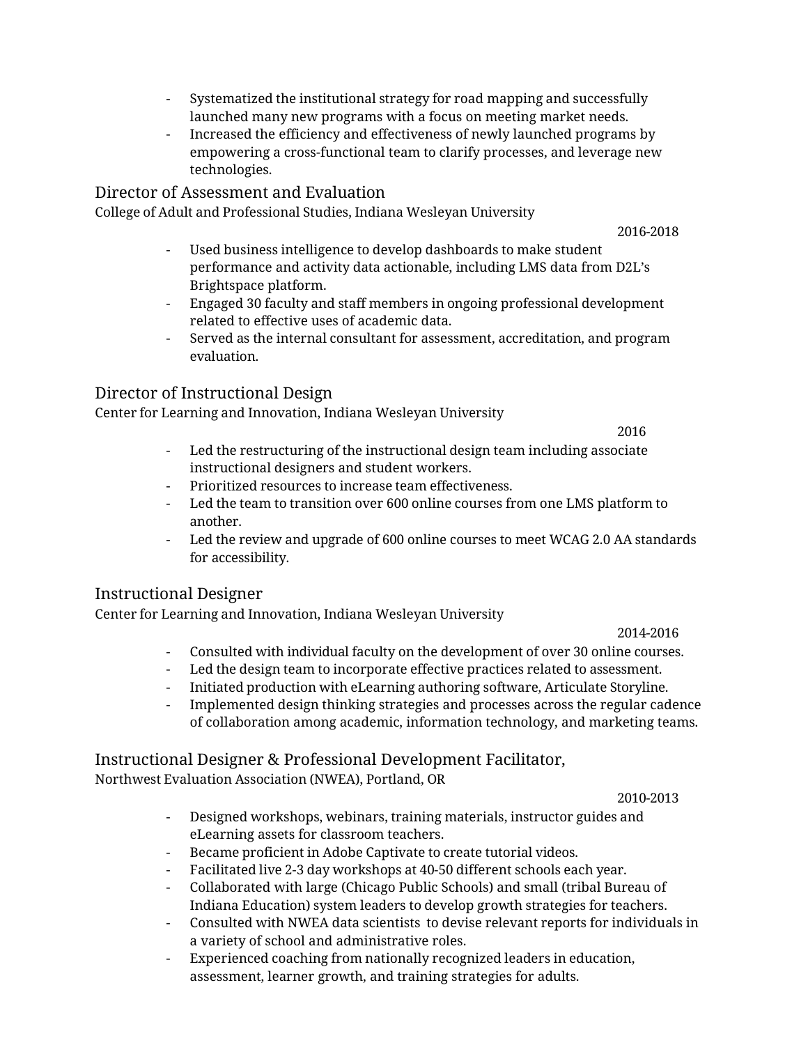- Systematized the institutional strategy for road mapping and successfully launched many new programs with a focus on meeting market needs.
- Increased the efficiency and effectiveness of newly launched programs by empowering a cross-functional team to clarify processes, and leverage new technologies.

### Director of Assessment and Evaluation

College of Adult and Professional Studies, Indiana Wesleyan University

2016-2018

- Used business intelligence to develop dashboards to make student performance and activity data actionable, including LMS data from D2L's Brightspace platform.
- Engaged 30 faculty and staff members in ongoing professional development related to effective uses of academic data.
- Served as the internal consultant for assessment, accreditation, and program evaluation.

### Director of Instructional Design

Center for Learning and Innovation, Indiana Wesleyan University

2016

- Led the restructuring of the instructional design team including associate instructional designers and student workers.
- Prioritized resources to increase team effectiveness.
- Led the team to transition over 600 online courses from one LMS platform to another.
- Led the review and upgrade of 600 online courses to meet WCAG 2.0 AA standards for accessibility.

### Instructional Designer

Center for Learning and Innovation, Indiana Wesleyan University

2014-2016

- Consulted with individual faculty on the development of over 30 online courses.
- Led the design team to incorporate effective practices related to assessment.
- Initiated production with eLearning authoring software, Articulate Storyline.
- Implemented design thinking strategies and processes across the regular cadence of collaboration among academic, information technology, and marketing teams.

### Instructional Designer & Professional Development Facilitator,

Northwest Evaluation Association (NWEA), Portland, OR

2010-2013

- Designed workshops, webinars, training materials, instructor guides and eLearning assets for classroom teachers.
- Became proficient in Adobe Captivate to create tutorial videos.
- Facilitated live 2-3 day workshops at 40-50 different schools each year.
- Collaborated with large (Chicago Public Schools) and small (tribal Bureau of Indiana Education) system leaders to develop growth strategies for teachers.
- Consulted with NWEA data scientists to devise relevant reports for individuals in a variety of school and administrative roles.
- Experienced coaching from nationally recognized leaders in education, assessment, learner growth, and training strategies for adults.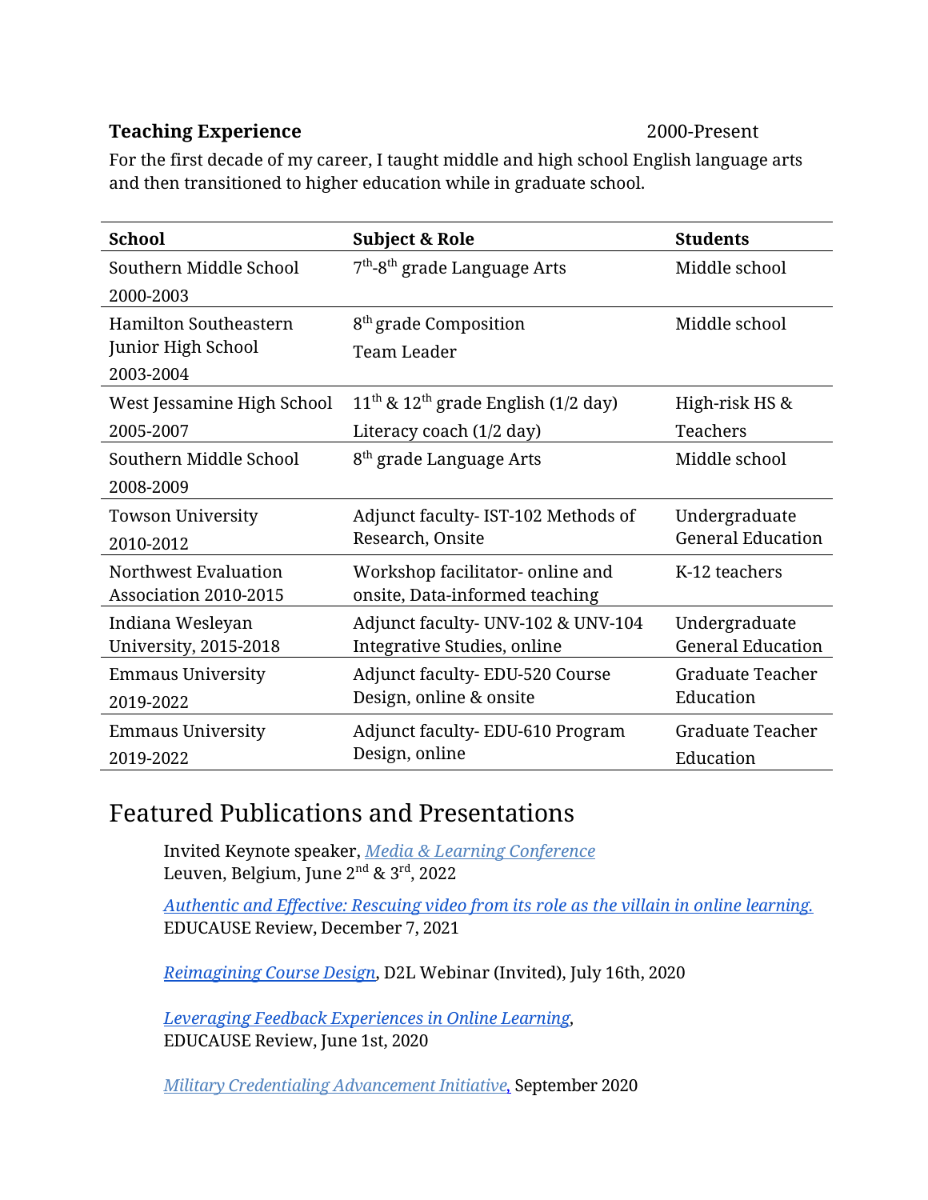**Teaching Experience** 2000-Present

For the first decade of my career, I taught middle and high school English language arts and then transitioned to higher education while in graduate school.

| School | Subject & Role | Students |
| --- | --- | --- |
| Southern Middle School 2000-2003 | 7th-8th grade Language Arts | Middle school |
| Hamilton Southeastern Junior High School 2003-2004 | 8th grade Composition Team Leader | Middle school |
| West Jessamine High School 2005-2007 | 11th & 12th grade English (1/2 day) Literacy coach (1/2 day) | High-risk HS & Teachers |
| Southern Middle School 2008-2009 | 8th grade Language Arts | Middle school |
| Towson University 2010-2012 | Adjunct faculty- IST-102 Methods of Research, Onsite | Undergraduate General Education |
| Northwest Evaluation Association 2010-2015 | Workshop facilitator- online and onsite, Data-informed teaching | K-12 teachers |
| Indiana Wesleyan University, 2015-2018 | Adjunct faculty- UNV-102 & UNV-104 Integrative Studies, online | Undergraduate General Education |
| Emmaus University 2019-2022 | Adjunct faculty- EDU-520 Course Design, online & onsite | Graduate Teacher Education |
| Emmaus University 2019-2022 | Adjunct faculty- EDU-610 Program Design, online | Graduate Teacher Education |

# Featured Publications and Presentations

Invited Keynote speaker, *Media & Learning Conference*
Leuven, Belgium, June 2nd & 3rd, 2022

*Authentic and Effective: Rescuing video from its role as the villain in online learning.*
EDUCAUSE Review, December 7, 2021

*Reimagining Course Design*, D2L Webinar (Invited), July 16th, 2020

*Leveraging Feedback Experiences in Online Learning*,
EDUCAUSE Review, June 1st, 2020

*Military Credentialing Advancement Initiative*, September 2020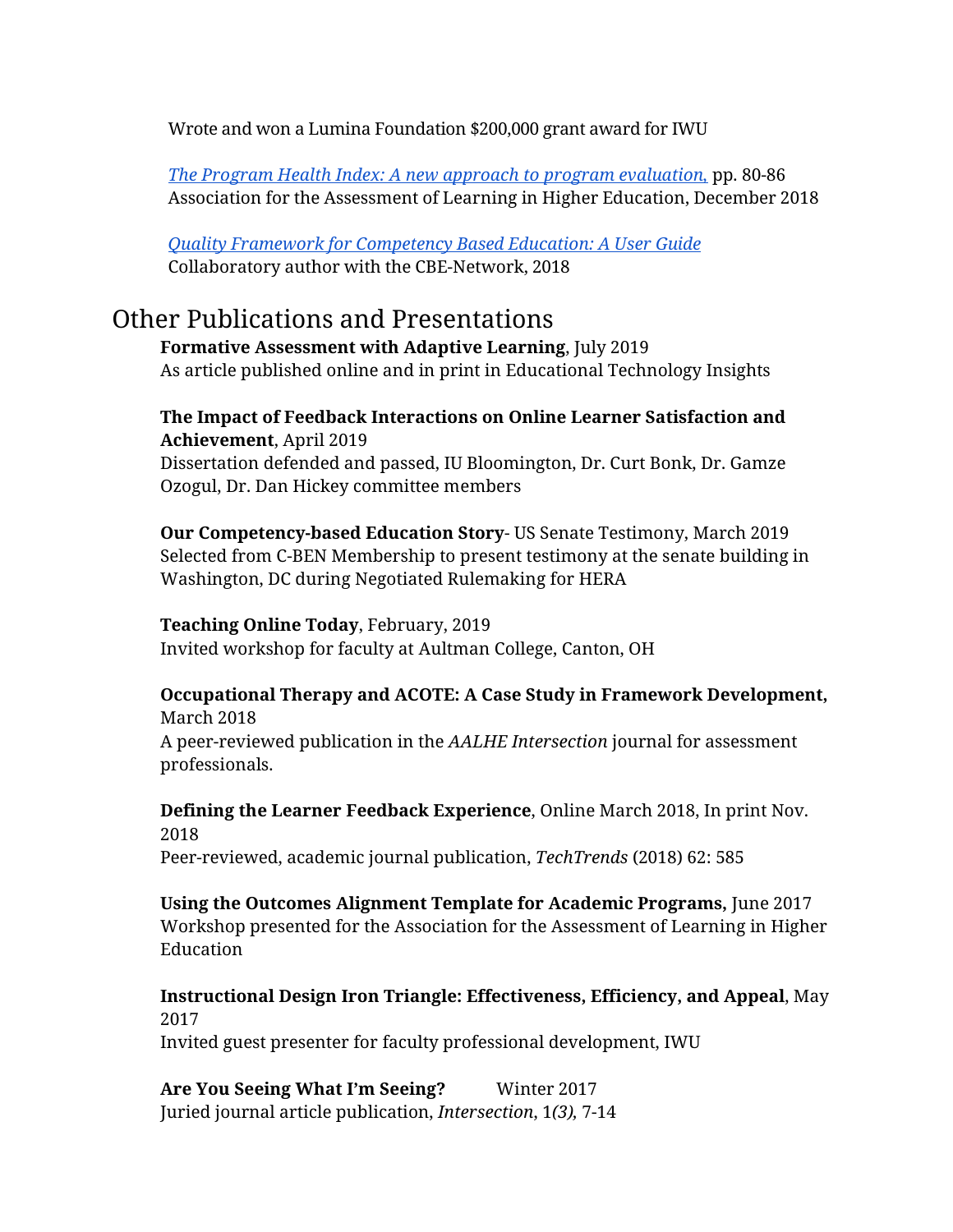Wrote and won a Lumina Foundation $200,000 grant award for IWU

*The Program Health Index: A new approach to program evaluation,* pp. 80-86
Association for the Assessment of Learning in Higher Education, December 2018

*Quality Framework for Competency Based Education: A User Guide*
Collaboratory author with the CBE-Network, 2018

# Other Publications and Presentations

**Formative Assessment with Adaptive Learning**, July 2019
As article published online and in print in Educational Technology Insights

**The Impact of Feedback Interactions on Online Learner Satisfaction and Achievement**, April 2019
Dissertation defended and passed, IU Bloomington, Dr. Curt Bonk, Dr. Gamze Ozogul, Dr. Dan Hickey committee members

**Our Competency-based Education Story**- US Senate Testimony, March 2019
Selected from C-BEN Membership to present testimony at the senate building in Washington, DC during Negotiated Rulemaking for HERA

**Teaching Online Today**, February, 2019
Invited workshop for faculty at Aultman College, Canton, OH

**Occupational Therapy and ACOTE: A Case Study in Framework Development,** March 2018
A peer-reviewed publication in the *AALHE Intersection* journal for assessment professionals.

**Defining the Learner Feedback Experience**, Online March 2018, In print Nov. 2018
Peer-reviewed, academic journal publication, *TechTrends* (2018) 62: 585

**Using the Outcomes Alignment Template for Academic Programs,** June 2017
Workshop presented for the Association for the Assessment of Learning in Higher Education

**Instructional Design Iron Triangle: Effectiveness, Efficiency, and Appeal**, May 2017
Invited guest presenter for faculty professional development, IWU

**Are You Seeing What I'm Seeing?** Winter 2017
Juried journal article publication, *Intersection*, 1*(3),* 7-14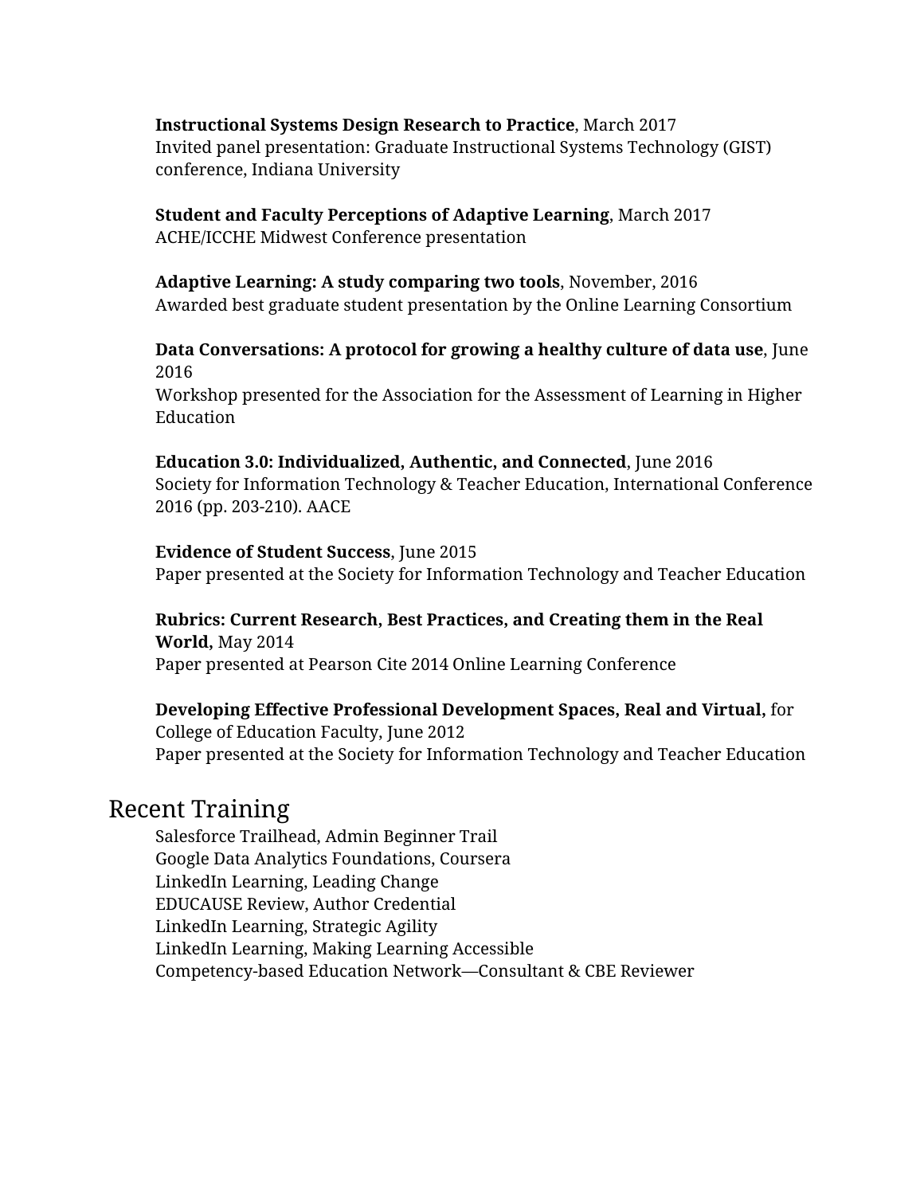**Instructional Systems Design Research to Practice**, March 2017
Invited panel presentation: Graduate Instructional Systems Technology (GIST) conference, Indiana University

**Student and Faculty Perceptions of Adaptive Learning**, March 2017
ACHE/ICCHE Midwest Conference presentation

**Adaptive Learning: A study comparing two tools**, November, 2016
Awarded best graduate student presentation by the Online Learning Consortium

**Data Conversations: A protocol for growing a healthy culture of data use**, June 2016
Workshop presented for the Association for the Assessment of Learning in Higher Education

**Education 3.0: Individualized, Authentic, and Connected**, June 2016
Society for Information Technology & Teacher Education, International Conference 2016 (pp. 203-210). AACE

**Evidence of Student Success**, June 2015
Paper presented at the Society for Information Technology and Teacher Education

**Rubrics: Current Research, Best Practices, and Creating them in the Real World,** May 2014
Paper presented at Pearson Cite 2014 Online Learning Conference

**Developing Effective Professional Development Spaces, Real and Virtual,** for College of Education Faculty, June 2012
Paper presented at the Society for Information Technology and Teacher Education

## Recent Training

Salesforce Trailhead, Admin Beginner Trail
Google Data Analytics Foundations, Coursera
LinkedIn Learning, Leading Change
EDUCAUSE Review, Author Credential
LinkedIn Learning, Strategic Agility
LinkedIn Learning, Making Learning Accessible
Competency-based Education Network—Consultant & CBE Reviewer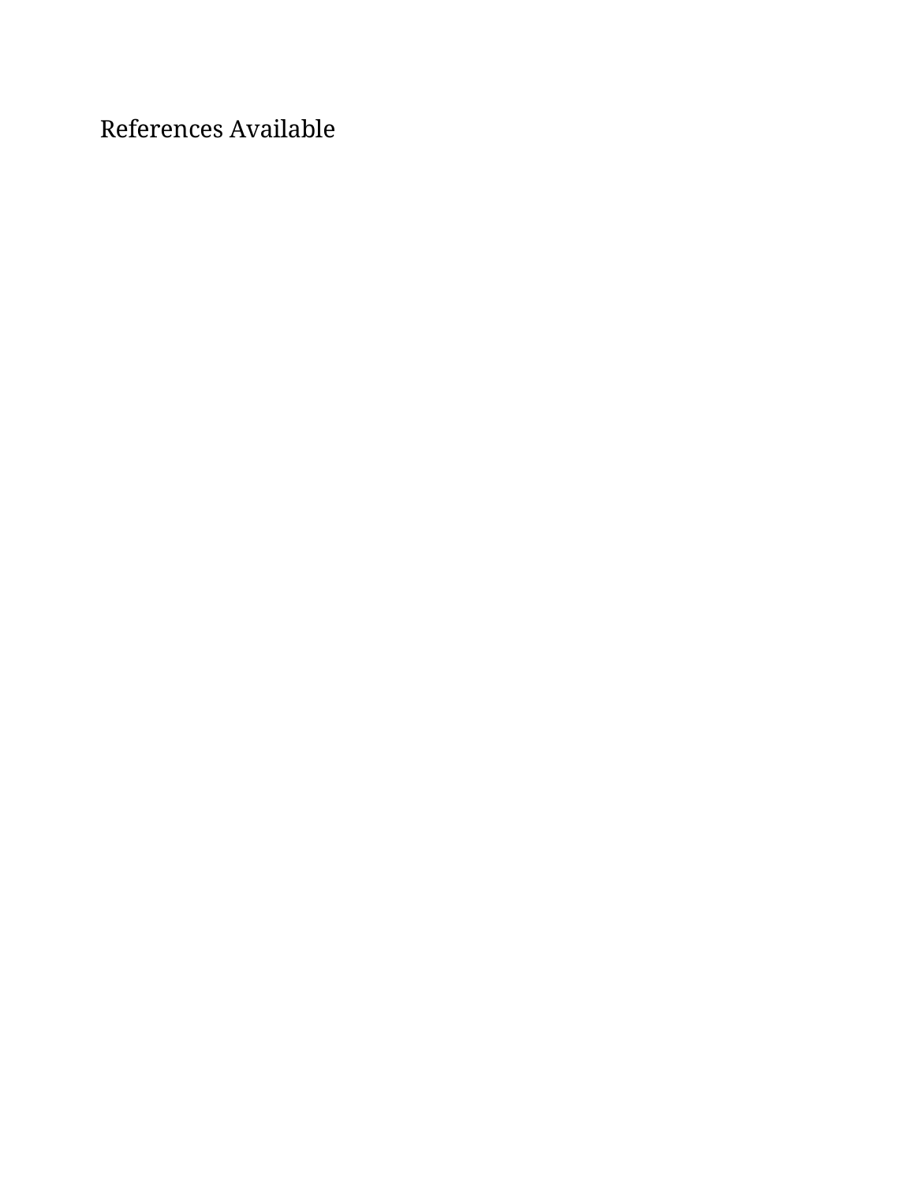References Available